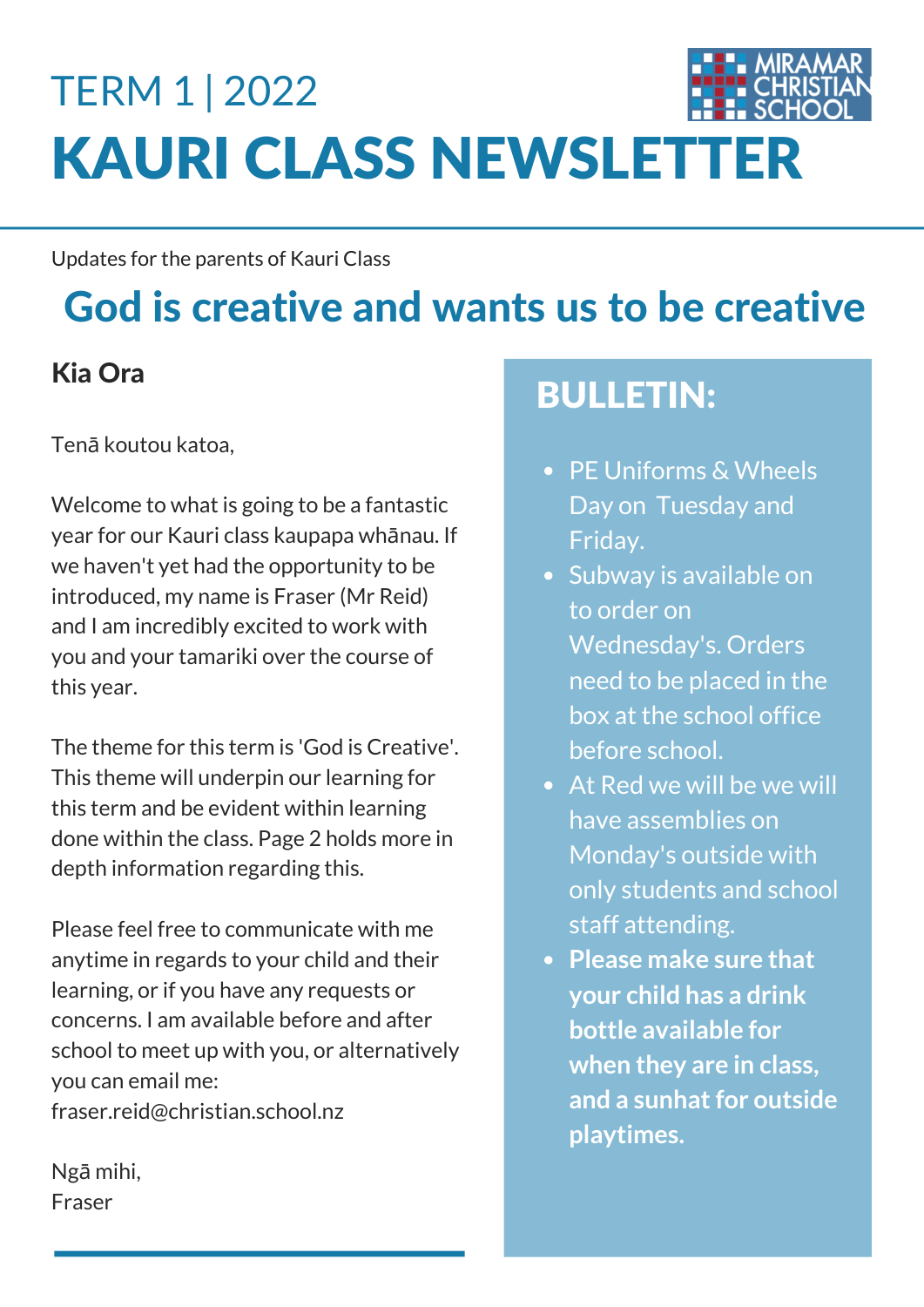TERM 1 | 2022

MIRAMAR CHRISTIAN SCHOOL

# KAURI CLASS NEWSLETTER

Updates for the parents of Kauri Class

## God is creative and wants us to be creative

### Kia Ora

Tenā koutou katoa,

Welcome to what is going to be a fantastic year for our Kauri class kaupapa whānau. If we haven't yet had the opportunity to be introduced, my name is Fraser (Mr Reid) and I am incredibly excited to work with you and your tamariki over the course of this year.

The theme for this term is 'God is Creative'. This theme will underpin our learning for this term and be evident within learning done within the class. Page 2 holds more in depth information regarding this.

Please feel free to communicate with me anytime in regards to your child and their learning, or if you have any requests or concerns. I am available before and after school to meet up with you, or alternatively you can email me: fraser.reid@christian.school.nz

Ngā mihi,
Fraser

## BULLETIN:

- PE Uniforms & Wheels Day on Tuesday and Friday.
- Subway is available on to order on Wednesday's. Orders need to be placed in the box at the school office before school.
- At Red we will be we will have assemblies on Monday's outside with only students and school staff attending.
- **Please make sure that your child has a drink bottle available for when they are in class, and a sunhat for outside playtimes.**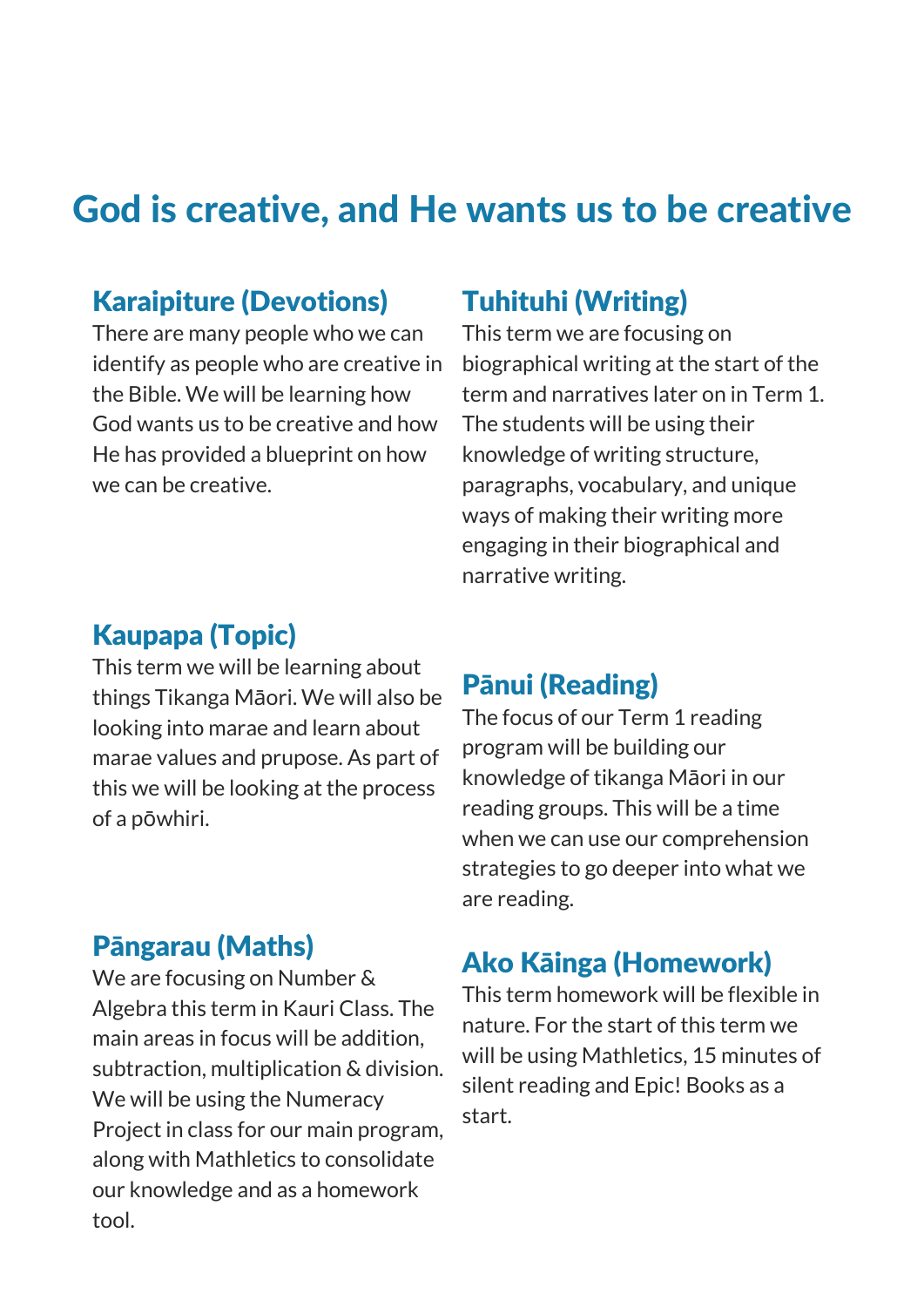# God is creative, and He wants us to be creative

## Karaipiture (Devotions)

There are many people who we can identify as people who are creative in the Bible. We will be learning how God wants us to be creative and how He has provided a blueprint on how we can be creative.

## Kaupapa (Topic)

This term we will be learning about things Tikanga Māori. We will also be looking into marae and learn about marae values and prupose. As part of this we will be looking at the process of a pōwhiri.

## Pāngarau (Maths)

We are focusing on Number & Algebra this term in Kauri Class. The main areas in focus will be addition, subtraction, multiplication & division. We will be using the Numeracy Project in class for our main program, along with Mathletics to consolidate our knowledge and as a homework tool.

## Tuhituhi (Writing)

This term we are focusing on biographical writing at the start of the term and narratives later on in Term 1. The students will be using their knowledge of writing structure, paragraphs, vocabulary, and unique ways of making their writing more engaging in their biographical and narrative writing.

## Pānui (Reading)

The focus of our Term 1 reading program will be building our knowledge of tikanga Māori in our reading groups. This will be a time when we can use our comprehension strategies to go deeper into what we are reading.

## Ako Kāinga (Homework)

This term homework will be flexible in nature. For the start of this term we will be using Mathletics, 15 minutes of silent reading and Epic! Books as a start.